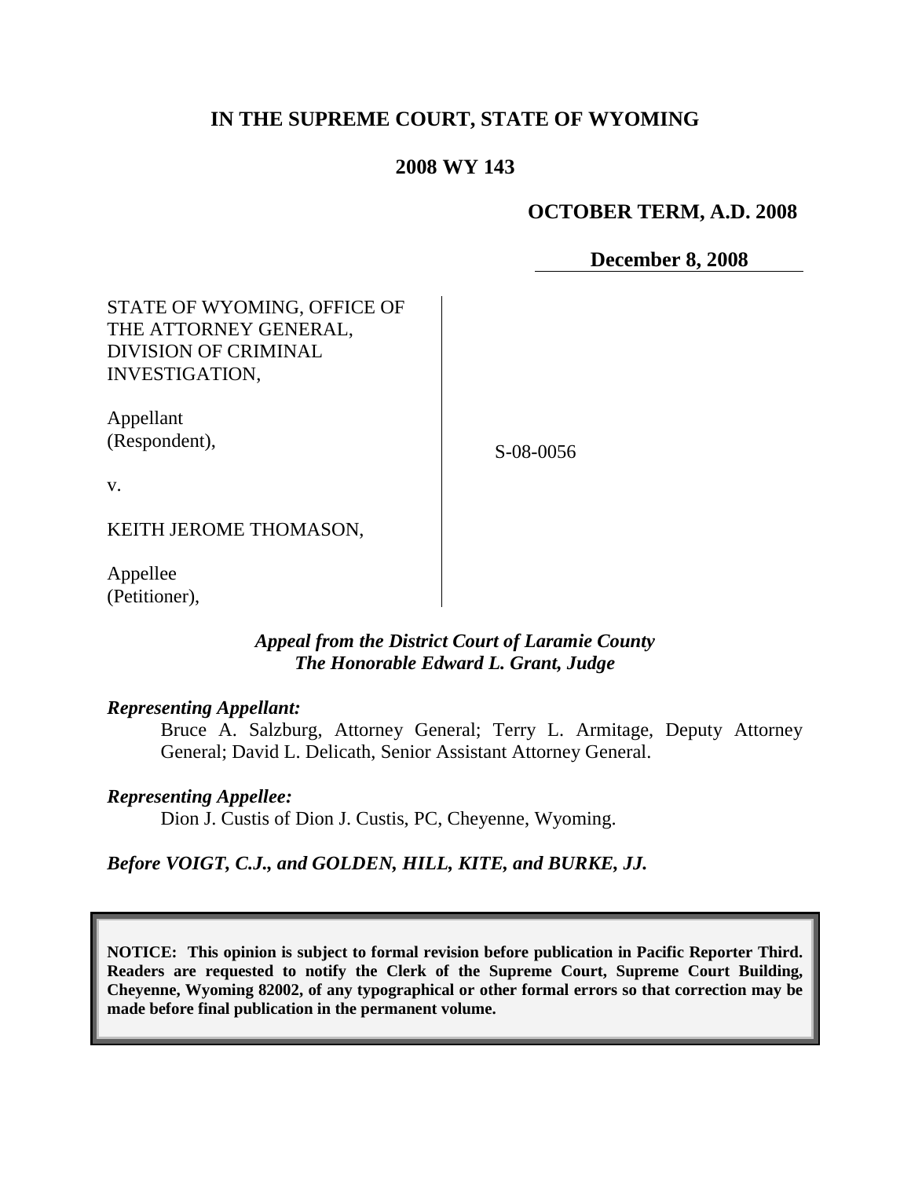# IN THE SUPREME COURT, STATE OF WYOMING

## 2008 WY 143

**OCTOBER TERM, A.D. 2008**

**December 8, 2008**

| | |
|---|---|
| STATE OF WYOMING, OFFICE OF THE ATTORNEY GENERAL, DIVISION OF CRIMINAL INVESTIGATION,<br><br>Appellant (Respondent),<br><br>v.<br><br>KEITH JEROME THOMASON,<br><br>Appellee (Petitioner), | S-08-0056 |

***Appeal from the District Court of Laramie County***
***The Honorable Edward L. Grant, Judge***

***Representing Appellant:***

Bruce A. Salzburg, Attorney General; Terry L. Armitage, Deputy Attorney General; David L. Delicath, Senior Assistant Attorney General.

***Representing Appellee:***

Dion J. Custis of Dion J. Custis, PC, Cheyenne, Wyoming.

***Before VOIGT, C.J., and GOLDEN, HILL, KITE, and BURKE, JJ.***

**NOTICE: This opinion is subject to formal revision before publication in Pacific Reporter Third. Readers are requested to notify the Clerk of the Supreme Court, Supreme Court Building, Cheyenne, Wyoming 82002, of any typographical or other formal errors so that correction may be made before final publication in the permanent volume.**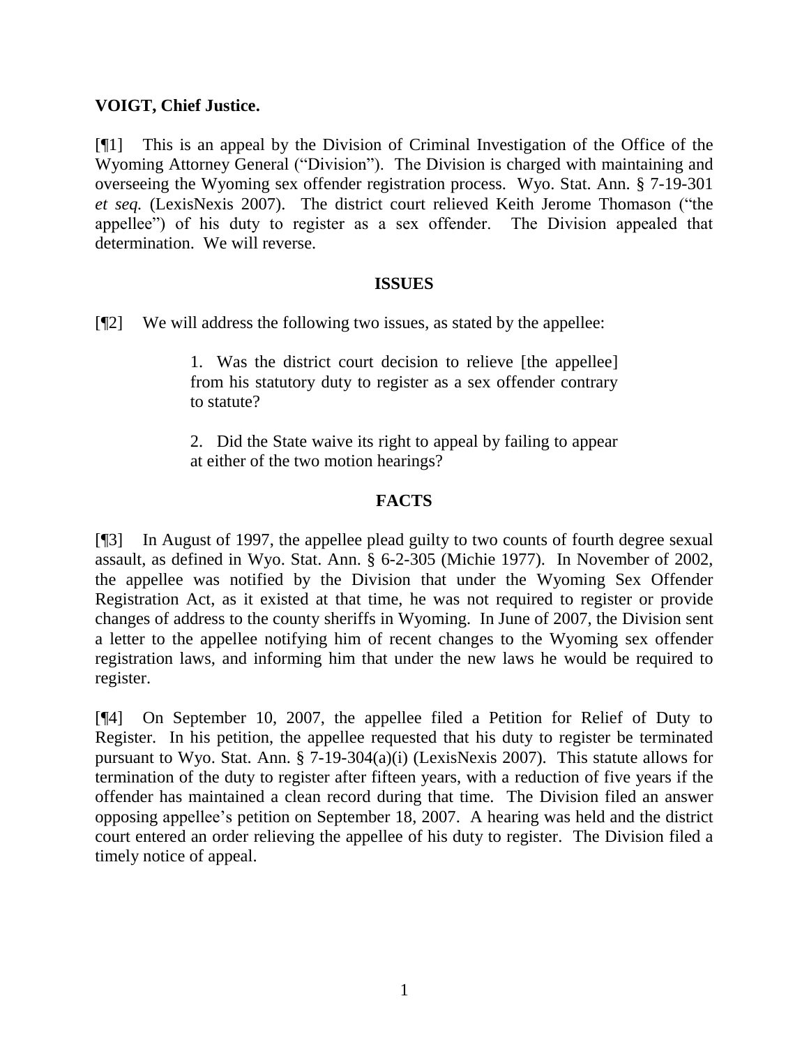**VOIGT, Chief Justice.**

[¶1] This is an appeal by the Division of Criminal Investigation of the Office of the Wyoming Attorney General ("Division"). The Division is charged with maintaining and overseeing the Wyoming sex offender registration process. Wyo. Stat. Ann. § 7-19-301 *et seq.* (LexisNexis 2007). The district court relieved Keith Jerome Thomason ("the appellee") of his duty to register as a sex offender. The Division appealed that determination. We will reverse.

## ISSUES

[¶2] We will address the following two issues, as stated by the appellee:

> 1. Was the district court decision to relieve [the appellee] from his statutory duty to register as a sex offender contrary to statute?
>
> 2. Did the State waive its right to appeal by failing to appear at either of the two motion hearings?

## FACTS

[¶3] In August of 1997, the appellee plead guilty to two counts of fourth degree sexual assault, as defined in Wyo. Stat. Ann. § 6-2-305 (Michie 1977). In November of 2002, the appellee was notified by the Division that under the Wyoming Sex Offender Registration Act, as it existed at that time, he was not required to register or provide changes of address to the county sheriffs in Wyoming. In June of 2007, the Division sent a letter to the appellee notifying him of recent changes to the Wyoming sex offender registration laws, and informing him that under the new laws he would be required to register.

[¶4] On September 10, 2007, the appellee filed a Petition for Relief of Duty to Register. In his petition, the appellee requested that his duty to register be terminated pursuant to Wyo. Stat. Ann. § 7-19-304(a)(i) (LexisNexis 2007). This statute allows for termination of the duty to register after fifteen years, with a reduction of five years if the offender has maintained a clean record during that time. The Division filed an answer opposing appellee's petition on September 18, 2007. A hearing was held and the district court entered an order relieving the appellee of his duty to register. The Division filed a timely notice of appeal.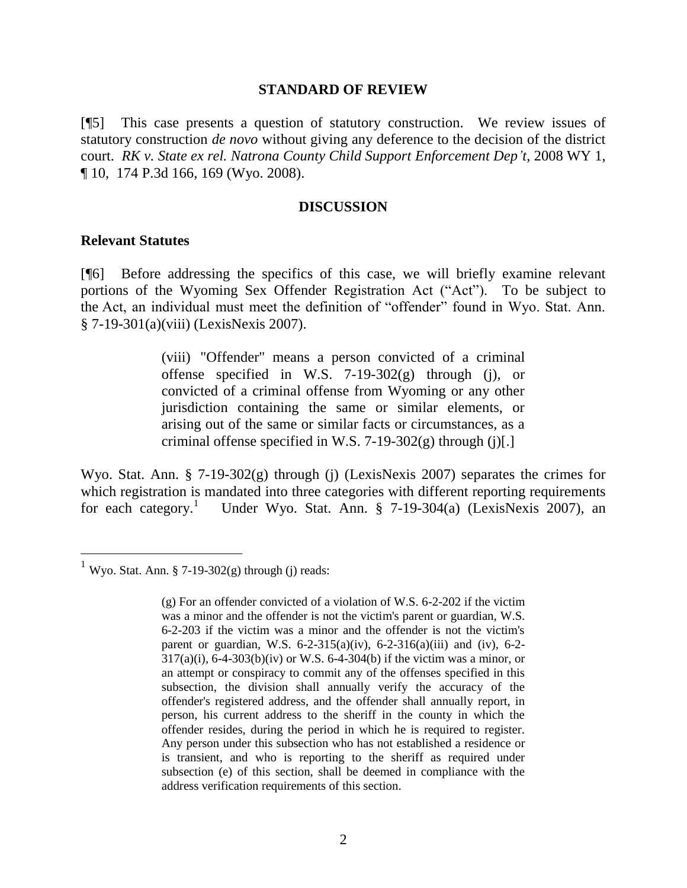## STANDARD OF REVIEW

[¶5] This case presents a question of statutory construction. We review issues of statutory construction *de novo* without giving any deference to the decision of the district court. *RK v. State ex rel. Natrona County Child Support Enforcement Dep't*, 2008 WY 1, ¶ 10, 174 P.3d 166, 169 (Wyo. 2008).

## DISCUSSION

### Relevant Statutes

[¶6] Before addressing the specifics of this case, we will briefly examine relevant portions of the Wyoming Sex Offender Registration Act ("Act"). To be subject to the Act, an individual must meet the definition of "offender" found in Wyo. Stat. Ann. § 7-19-301(a)(viii) (LexisNexis 2007).

> (viii) "Offender" means a person convicted of a criminal offense specified in W.S. 7-19-302(g) through (j), or convicted of a criminal offense from Wyoming or any other jurisdiction containing the same or similar elements, or arising out of the same or similar facts or circumstances, as a criminal offense specified in W.S. 7-19-302(g) through (j)[.]

Wyo. Stat. Ann. § 7-19-302(g) through (j) (LexisNexis 2007) separates the crimes for which registration is mandated into three categories with different reporting requirements for each category.[1] Under Wyo. Stat. Ann. § 7-19-304(a) (LexisNexis 2007), an

---

[1] Wyo. Stat. Ann. § 7-19-302(g) through (j) reads:

> (g) For an offender convicted of a violation of W.S. 6-2-202 if the victim was a minor and the offender is not the victim's parent or guardian, W.S. 6-2-203 if the victim was a minor and the offender is not the victim's parent or guardian, W.S. 6-2-315(a)(iv), 6-2-316(a)(iii) and (iv), 6-2-317(a)(i), 6-4-303(b)(iv) or W.S. 6-4-304(b) if the victim was a minor, or an attempt or conspiracy to commit any of the offenses specified in this subsection, the division shall annually verify the accuracy of the offender's registered address, and the offender shall annually report, in person, his current address to the sheriff in the county in which the offender resides, during the period in which he is required to register. Any person under this subsection who has not established a residence or is transient, and who is reporting to the sheriff as required under subsection (e) of this section, shall be deemed in compliance with the address verification requirements of this section.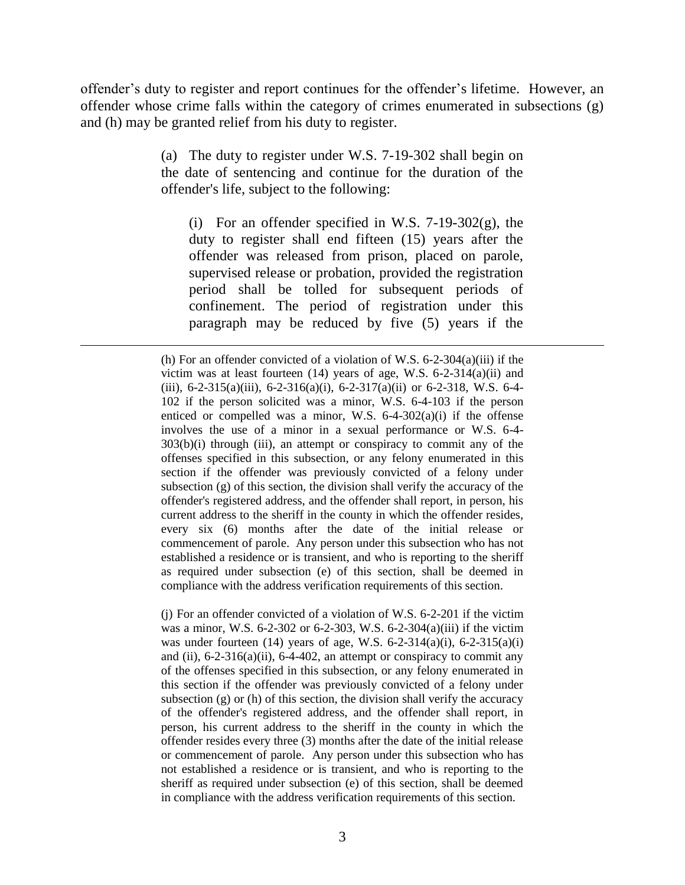offender's duty to register and report continues for the offender's lifetime. However, an offender whose crime falls within the category of crimes enumerated in subsections (g) and (h) may be granted relief from his duty to register.

> (a) The duty to register under W.S. 7-19-302 shall begin on the date of sentencing and continue for the duration of the offender's life, subject to the following:
>
> > (i) For an offender specified in W.S. 7-19-302(g), the duty to register shall end fifteen (15) years after the offender was released from prison, placed on parole, supervised release or probation, provided the registration period shall be tolled for subsequent periods of confinement. The period of registration under this paragraph may be reduced by five (5) years if the

---

> (h) For an offender convicted of a violation of W.S. 6-2-304(a)(iii) if the victim was at least fourteen (14) years of age, W.S. 6-2-314(a)(ii) and (iii), 6-2-315(a)(iii), 6-2-316(a)(i), 6-2-317(a)(ii) or 6-2-318, W.S. 6-4-102 if the person solicited was a minor, W.S. 6-4-103 if the person enticed or compelled was a minor, W.S. 6-4-302(a)(i) if the offense involves the use of a minor in a sexual performance or W.S. 6-4-303(b)(i) through (iii), an attempt or conspiracy to commit any of the offenses specified in this subsection, or any felony enumerated in this section if the offender was previously convicted of a felony under subsection (g) of this section, the division shall verify the accuracy of the offender's registered address, and the offender shall report, in person, his current address to the sheriff in the county in which the offender resides, every six (6) months after the date of the initial release or commencement of parole. Any person under this subsection who has not established a residence or is transient, and who is reporting to the sheriff as required under subsection (e) of this section, shall be deemed in compliance with the address verification requirements of this section.
>
> (j) For an offender convicted of a violation of W.S. 6-2-201 if the victim was a minor, W.S. 6-2-302 or 6-2-303, W.S. 6-2-304(a)(iii) if the victim was under fourteen (14) years of age, W.S. 6-2-314(a)(i), 6-2-315(a)(i) and (ii), 6-2-316(a)(ii), 6-4-402, an attempt or conspiracy to commit any of the offenses specified in this subsection, or any felony enumerated in this section if the offender was previously convicted of a felony under subsection (g) or (h) of this section, the division shall verify the accuracy of the offender's registered address, and the offender shall report, in person, his current address to the sheriff in the county in which the offender resides every three (3) months after the date of the initial release or commencement of parole. Any person under this subsection who has not established a residence or is transient, and who is reporting to the sheriff as required under subsection (e) of this section, shall be deemed in compliance with the address verification requirements of this section.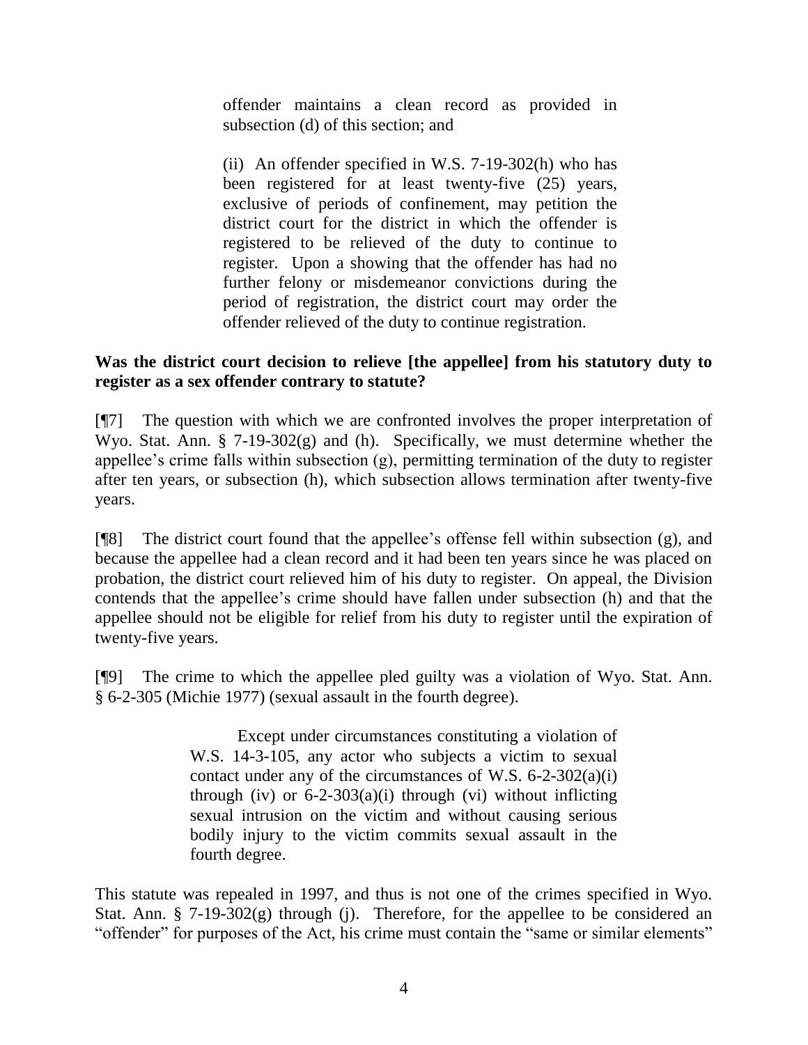> offender maintains a clean record as provided in subsection (d) of this section; and
>
> (ii) An offender specified in W.S. 7-19-302(h) who has been registered for at least twenty-five (25) years, exclusive of periods of confinement, may petition the district court for the district in which the offender is registered to be relieved of the duty to continue to register. Upon a showing that the offender has had no further felony or misdemeanor convictions during the period of registration, the district court may order the offender relieved of the duty to continue registration.

**Was the district court decision to relieve [the appellee] from his statutory duty to register as a sex offender contrary to statute?**

[¶7] The question with which we are confronted involves the proper interpretation of Wyo. Stat. Ann. § 7-19-302(g) and (h). Specifically, we must determine whether the appellee's crime falls within subsection (g), permitting termination of the duty to register after ten years, or subsection (h), which subsection allows termination after twenty-five years.

[¶8] The district court found that the appellee's offense fell within subsection (g), and because the appellee had a clean record and it had been ten years since he was placed on probation, the district court relieved him of his duty to register. On appeal, the Division contends that the appellee's crime should have fallen under subsection (h) and that the appellee should not be eligible for relief from his duty to register until the expiration of twenty-five years.

[¶9] The crime to which the appellee pled guilty was a violation of Wyo. Stat. Ann. § 6-2-305 (Michie 1977) (sexual assault in the fourth degree).

> Except under circumstances constituting a violation of W.S. 14-3-105, any actor who subjects a victim to sexual contact under any of the circumstances of W.S. 6-2-302(a)(i) through (iv) or 6-2-303(a)(i) through (vi) without inflicting sexual intrusion on the victim and without causing serious bodily injury to the victim commits sexual assault in the fourth degree.

This statute was repealed in 1997, and thus is not one of the crimes specified in Wyo. Stat. Ann. § 7-19-302(g) through (j). Therefore, for the appellee to be considered an "offender" for purposes of the Act, his crime must contain the "same or similar elements"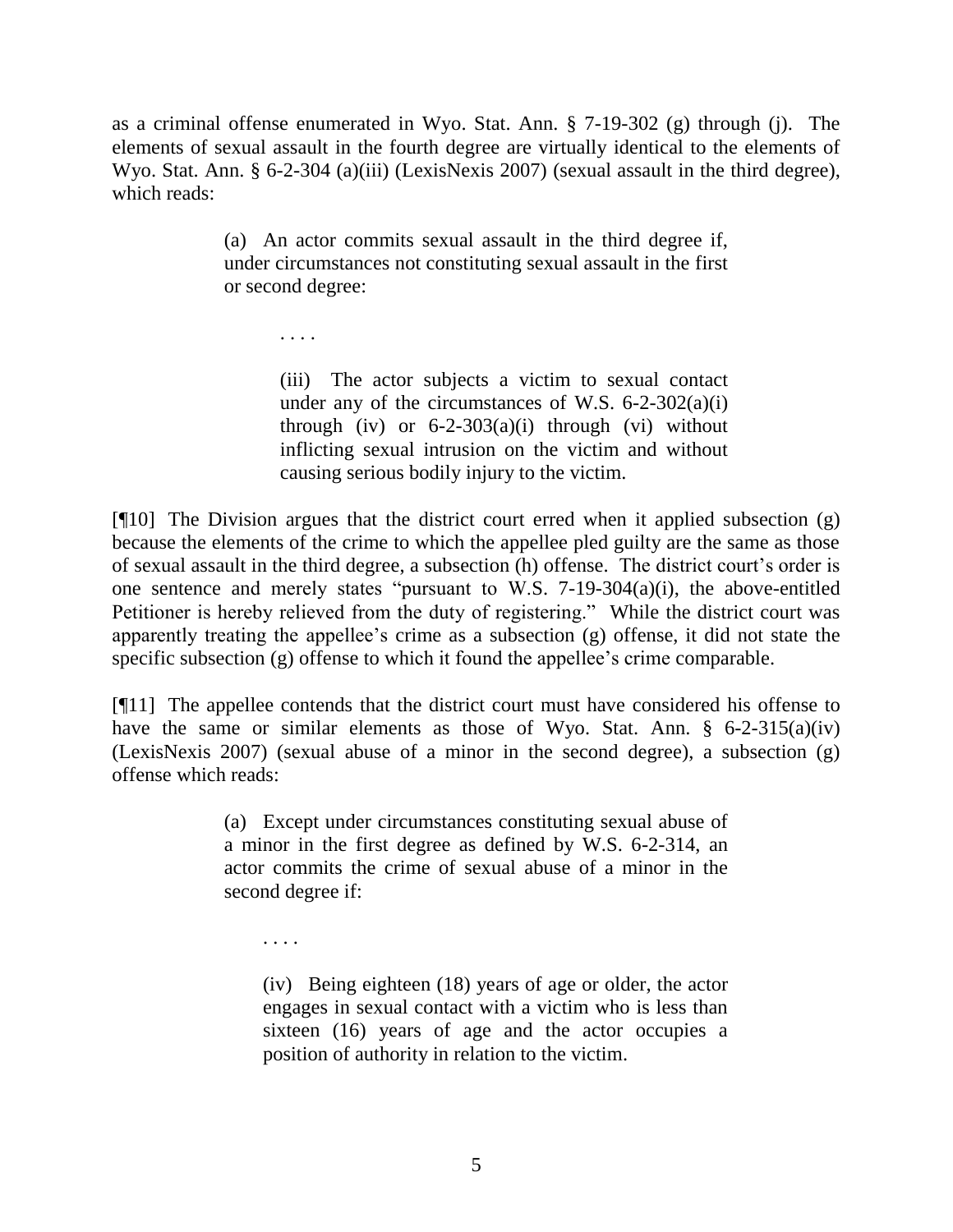as a criminal offense enumerated in Wyo. Stat. Ann. § 7-19-302 (g) through (j). The elements of sexual assault in the fourth degree are virtually identical to the elements of Wyo. Stat. Ann. § 6-2-304 (a)(iii) (LexisNexis 2007) (sexual assault in the third degree), which reads:

> (a) An actor commits sexual assault in the third degree if, under circumstances not constituting sexual assault in the first or second degree:
>
> . . . .
>
> (iii) The actor subjects a victim to sexual contact under any of the circumstances of W.S. 6-2-302(a)(i) through (iv) or 6-2-303(a)(i) through (vi) without inflicting sexual intrusion on the victim and without causing serious bodily injury to the victim.

[¶10] The Division argues that the district court erred when it applied subsection (g) because the elements of the crime to which the appellee pled guilty are the same as those of sexual assault in the third degree, a subsection (h) offense. The district court's order is one sentence and merely states "pursuant to W.S. 7-19-304(a)(i), the above-entitled Petitioner is hereby relieved from the duty of registering." While the district court was apparently treating the appellee's crime as a subsection (g) offense, it did not state the specific subsection (g) offense to which it found the appellee's crime comparable.

[¶11] The appellee contends that the district court must have considered his offense to have the same or similar elements as those of Wyo. Stat. Ann. § 6-2-315(a)(iv) (LexisNexis 2007) (sexual abuse of a minor in the second degree), a subsection (g) offense which reads:

> (a) Except under circumstances constituting sexual abuse of a minor in the first degree as defined by W.S. 6-2-314, an actor commits the crime of sexual abuse of a minor in the second degree if:
>
> . . . .
>
> (iv) Being eighteen (18) years of age or older, the actor engages in sexual contact with a victim who is less than sixteen (16) years of age and the actor occupies a position of authority in relation to the victim.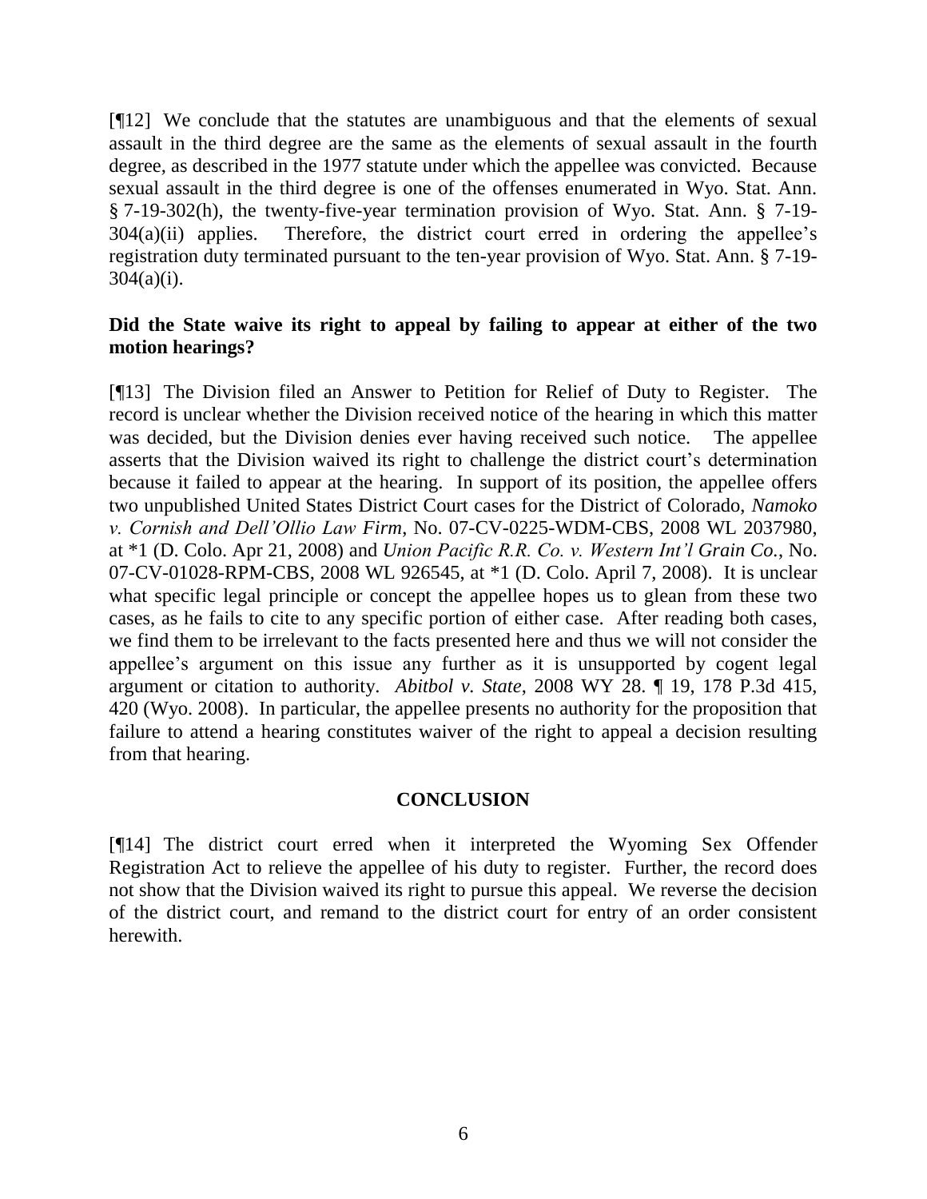[¶12] We conclude that the statutes are unambiguous and that the elements of sexual assault in the third degree are the same as the elements of sexual assault in the fourth degree, as described in the 1977 statute under which the appellee was convicted. Because sexual assault in the third degree is one of the offenses enumerated in Wyo. Stat. Ann. § 7-19-302(h), the twenty-five-year termination provision of Wyo. Stat. Ann. § 7-19-304(a)(ii) applies. Therefore, the district court erred in ordering the appellee's registration duty terminated pursuant to the ten-year provision of Wyo. Stat. Ann. § 7-19-304(a)(i).

**Did the State waive its right to appeal by failing to appear at either of the two motion hearings?**

[¶13] The Division filed an Answer to Petition for Relief of Duty to Register. The record is unclear whether the Division received notice of the hearing in which this matter was decided, but the Division denies ever having received such notice. The appellee asserts that the Division waived its right to challenge the district court's determination because it failed to appear at the hearing. In support of its position, the appellee offers two unpublished United States District Court cases for the District of Colorado, *Namoko v. Cornish and Dell'Ollio Law Firm*, No. 07-CV-0225-WDM-CBS, 2008 WL 2037980, at *1 (D. Colo. Apr 21, 2008) and *Union Pacific R.R. Co. v. Western Int'l Grain Co.*, No. 07-CV-01028-RPM-CBS, 2008 WL 926545, at *1 (D. Colo. April 7, 2008). It is unclear what specific legal principle or concept the appellee hopes us to glean from these two cases, as he fails to cite to any specific portion of either case. After reading both cases, we find them to be irrelevant to the facts presented here and thus we will not consider the appellee's argument on this issue any further as it is unsupported by cogent legal argument or citation to authority. *Abitbol v. State*, 2008 WY 28. ¶ 19, 178 P.3d 415, 420 (Wyo. 2008). In particular, the appellee presents no authority for the proposition that failure to attend a hearing constitutes waiver of the right to appeal a decision resulting from that hearing.

## CONCLUSION

[¶14] The district court erred when it interpreted the Wyoming Sex Offender Registration Act to relieve the appellee of his duty to register. Further, the record does not show that the Division waived its right to pursue this appeal. We reverse the decision of the district court, and remand to the district court for entry of an order consistent herewith.